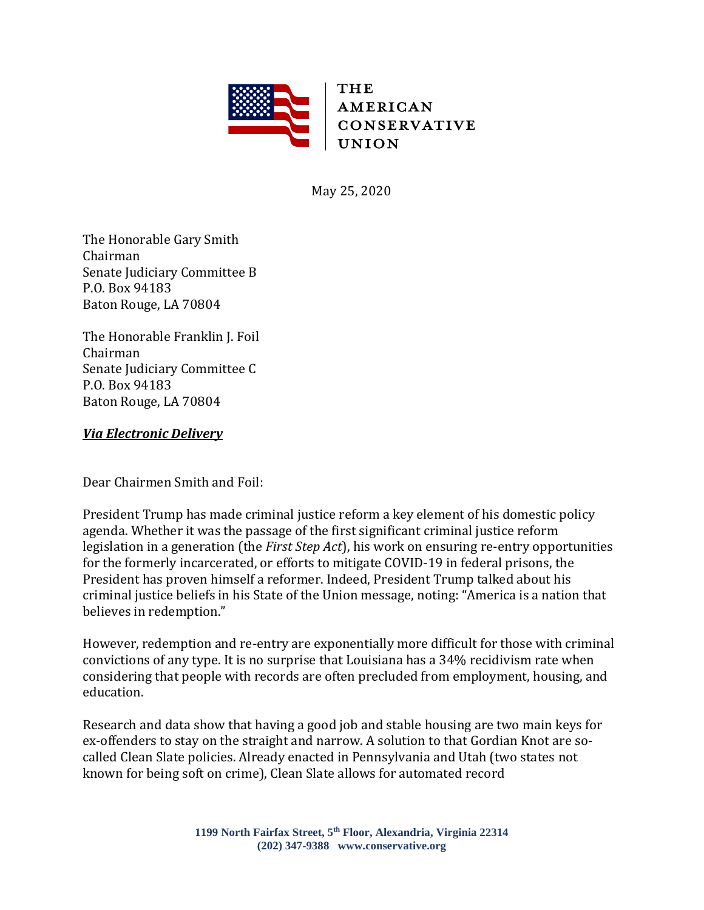THE AMERICAN CONSERVATIVE UNION

May 25, 2020

The Honorable Gary Smith
Chairman
Senate Judiciary Committee B
P.O. Box 94183
Baton Rouge, LA 70804

The Honorable Franklin J. Foil
Chairman
Senate Judiciary Committee C
P.O. Box 94183
Baton Rouge, LA 70804

***Via Electronic Delivery***

Dear Chairmen Smith and Foil:

President Trump has made criminal justice reform a key element of his domestic policy agenda. Whether it was the passage of the first significant criminal justice reform legislation in a generation (the *First Step Act*), his work on ensuring re-entry opportunities for the formerly incarcerated, or efforts to mitigate COVID-19 in federal prisons, the President has proven himself a reformer. Indeed, President Trump talked about his criminal justice beliefs in his State of the Union message, noting: "America is a nation that believes in redemption."

However, redemption and re-entry are exponentially more difficult for those with criminal convictions of any type. It is no surprise that Louisiana has a 34% recidivism rate when considering that people with records are often precluded from employment, housing, and education.

Research and data show that having a good job and stable housing are two main keys for ex-offenders to stay on the straight and narrow. A solution to that Gordian Knot are so-called Clean Slate policies. Already enacted in Pennsylvania and Utah (two states not known for being soft on crime), Clean Slate allows for automated record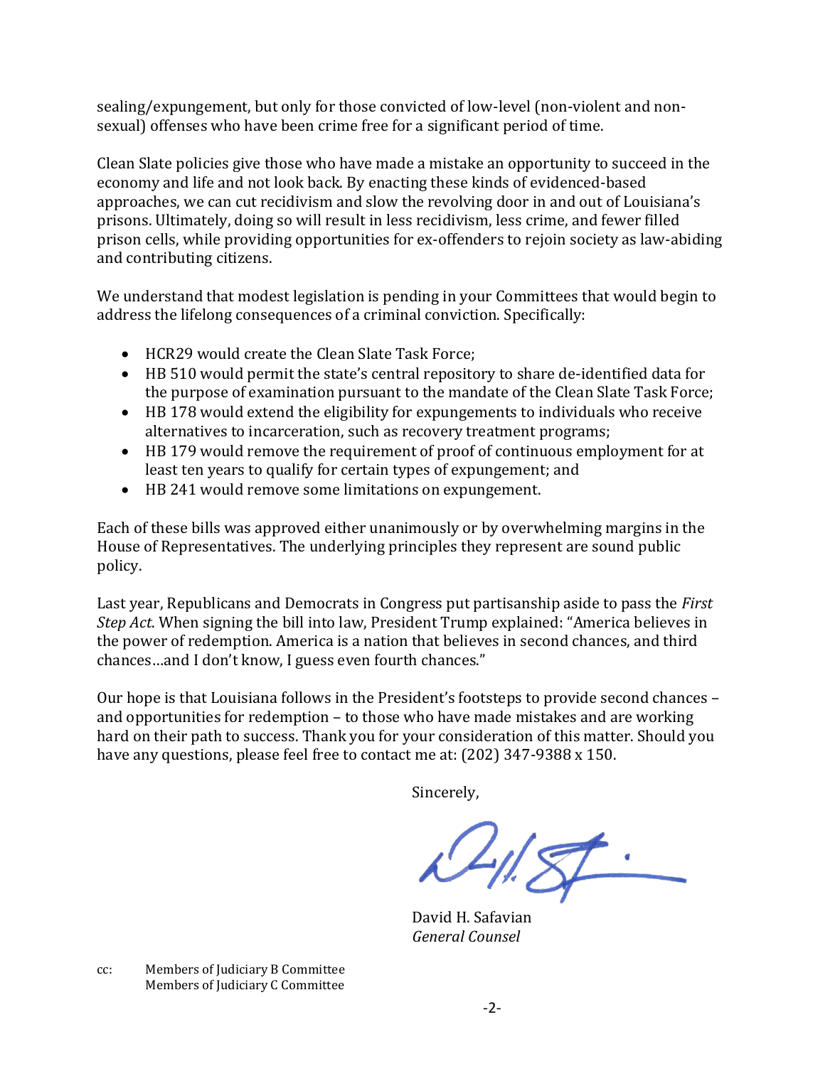sealing/expungement, but only for those convicted of low-level (non-violent and non-sexual) offenses who have been crime free for a significant period of time.

Clean Slate policies give those who have made a mistake an opportunity to succeed in the economy and life and not look back. By enacting these kinds of evidenced-based approaches, we can cut recidivism and slow the revolving door in and out of Louisiana's prisons. Ultimately, doing so will result in less recidivism, less crime, and fewer filled prison cells, while providing opportunities for ex-offenders to rejoin society as law-abiding and contributing citizens.

We understand that modest legislation is pending in your Committees that would begin to address the lifelong consequences of a criminal conviction. Specifically:

- HCR29 would create the Clean Slate Task Force;
- HB 510 would permit the state's central repository to share de-identified data for the purpose of examination pursuant to the mandate of the Clean Slate Task Force;
- HB 178 would extend the eligibility for expungements to individuals who receive alternatives to incarceration, such as recovery treatment programs;
- HB 179 would remove the requirement of proof of continuous employment for at least ten years to qualify for certain types of expungement; and
- HB 241 would remove some limitations on expungement.

Each of these bills was approved either unanimously or by overwhelming margins in the House of Representatives. The underlying principles they represent are sound public policy.

Last year, Republicans and Democrats in Congress put partisanship aside to pass the *First Step Act*. When signing the bill into law, President Trump explained: "America believes in the power of redemption. America is a nation that believes in second chances, and third chances…and I don't know, I guess even fourth chances."

Our hope is that Louisiana follows in the President's footsteps to provide second chances – and opportunities for redemption – to those who have made mistakes and are working hard on their path to success. Thank you for your consideration of this matter. Should you have any questions, please feel free to contact me at: (202) 347-9388 x 150.

Sincerely,

David H. Safavian
*General Counsel*

cc: Members of Judiciary B Committee
Members of Judiciary C Committee